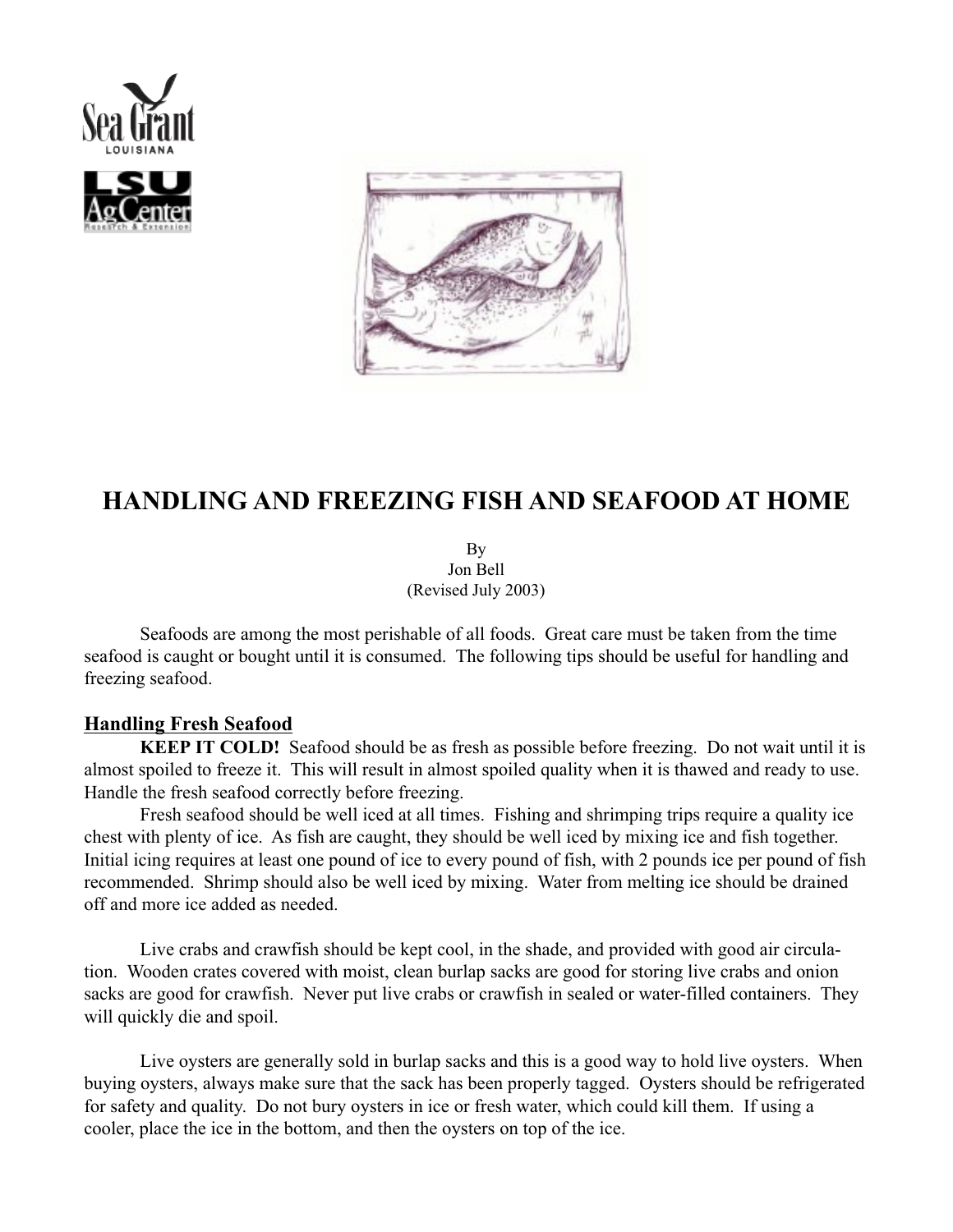# HANDLING AND FREEZING FISH AND SEAFOOD AT HOME

By
Jon Bell
(Revised July 2003)

Seafoods are among the most perishable of all foods. Great care must be taken from the time seafood is caught or bought until it is consumed. The following tips should be useful for handling and freezing seafood.

## Handling Fresh Seafood

**KEEP IT COLD!** Seafood should be as fresh as possible before freezing. Do not wait until it is almost spoiled to freeze it. This will result in almost spoiled quality when it is thawed and ready to use. Handle the fresh seafood correctly before freezing.

Fresh seafood should be well iced at all times. Fishing and shrimping trips require a quality ice chest with plenty of ice. As fish are caught, they should be well iced by mixing ice and fish together. Initial icing requires at least one pound of ice to every pound of fish, with 2 pounds ice per pound of fish recommended. Shrimp should also be well iced by mixing. Water from melting ice should be drained off and more ice added as needed.

Live crabs and crawfish should be kept cool, in the shade, and provided with good air circulation. Wooden crates covered with moist, clean burlap sacks are good for storing live crabs and onion sacks are good for crawfish. Never put live crabs or crawfish in sealed or water-filled containers. They will quickly die and spoil.

Live oysters are generally sold in burlap sacks and this is a good way to hold live oysters. When buying oysters, always make sure that the sack has been properly tagged. Oysters should be refrigerated for safety and quality. Do not bury oysters in ice or fresh water, which could kill them. If using a cooler, place the ice in the bottom, and then the oysters on top of the ice.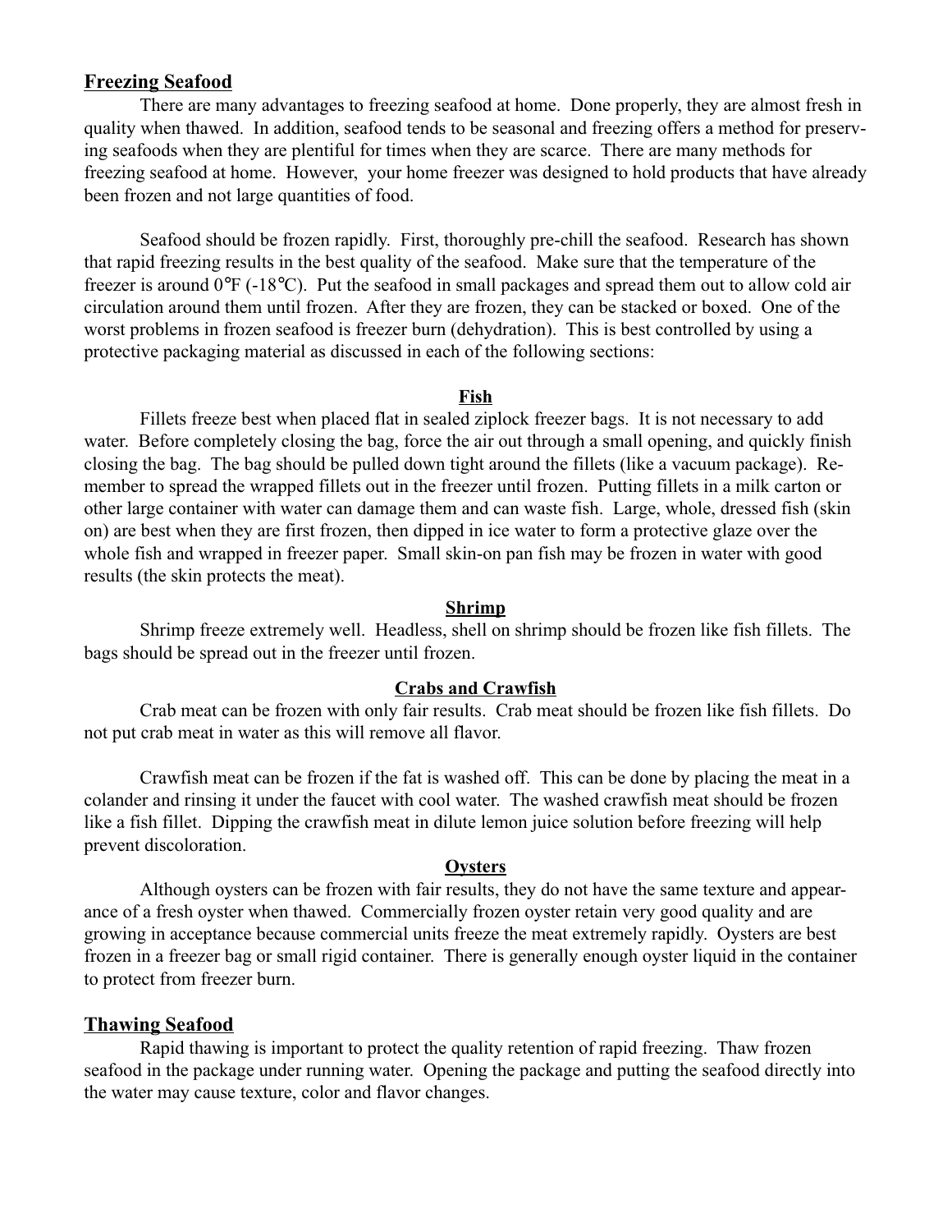## Freezing Seafood

There are many advantages to freezing seafood at home. Done properly, they are almost fresh in quality when thawed. In addition, seafood tends to be seasonal and freezing offers a method for preserving seafoods when they are plentiful for times when they are scarce. There are many methods for freezing seafood at home. However, your home freezer was designed to hold products that have already been frozen and not large quantities of food.

Seafood should be frozen rapidly. First, thoroughly pre-chill the seafood. Research has shown that rapid freezing results in the best quality of the seafood. Make sure that the temperature of the freezer is around 0°F (-18°C). Put the seafood in small packages and spread them out to allow cold air circulation around them until frozen. After they are frozen, they can be stacked or boxed. One of the worst problems in frozen seafood is freezer burn (dehydration). This is best controlled by using a protective packaging material as discussed in each of the following sections:

### Fish

Fillets freeze best when placed flat in sealed ziplock freezer bags. It is not necessary to add water. Before completely closing the bag, force the air out through a small opening, and quickly finish closing the bag. The bag should be pulled down tight around the fillets (like a vacuum package). Remember to spread the wrapped fillets out in the freezer until frozen. Putting fillets in a milk carton or other large container with water can damage them and can waste fish. Large, whole, dressed fish (skin on) are best when they are first frozen, then dipped in ice water to form a protective glaze over the whole fish and wrapped in freezer paper. Small skin-on pan fish may be frozen in water with good results (the skin protects the meat).

### Shrimp

Shrimp freeze extremely well. Headless, shell on shrimp should be frozen like fish fillets. The bags should be spread out in the freezer until frozen.

### Crabs and Crawfish

Crab meat can be frozen with only fair results. Crab meat should be frozen like fish fillets. Do not put crab meat in water as this will remove all flavor.

Crawfish meat can be frozen if the fat is washed off. This can be done by placing the meat in a colander and rinsing it under the faucet with cool water. The washed crawfish meat should be frozen like a fish fillet. Dipping the crawfish meat in dilute lemon juice solution before freezing will help prevent discoloration.

### Oysters

Although oysters can be frozen with fair results, they do not have the same texture and appearance of a fresh oyster when thawed. Commercially frozen oyster retain very good quality and are growing in acceptance because commercial units freeze the meat extremely rapidly. Oysters are best frozen in a freezer bag or small rigid container. There is generally enough oyster liquid in the container to protect from freezer burn.

## Thawing Seafood

Rapid thawing is important to protect the quality retention of rapid freezing. Thaw frozen seafood in the package under running water. Opening the package and putting the seafood directly into the water may cause texture, color and flavor changes.